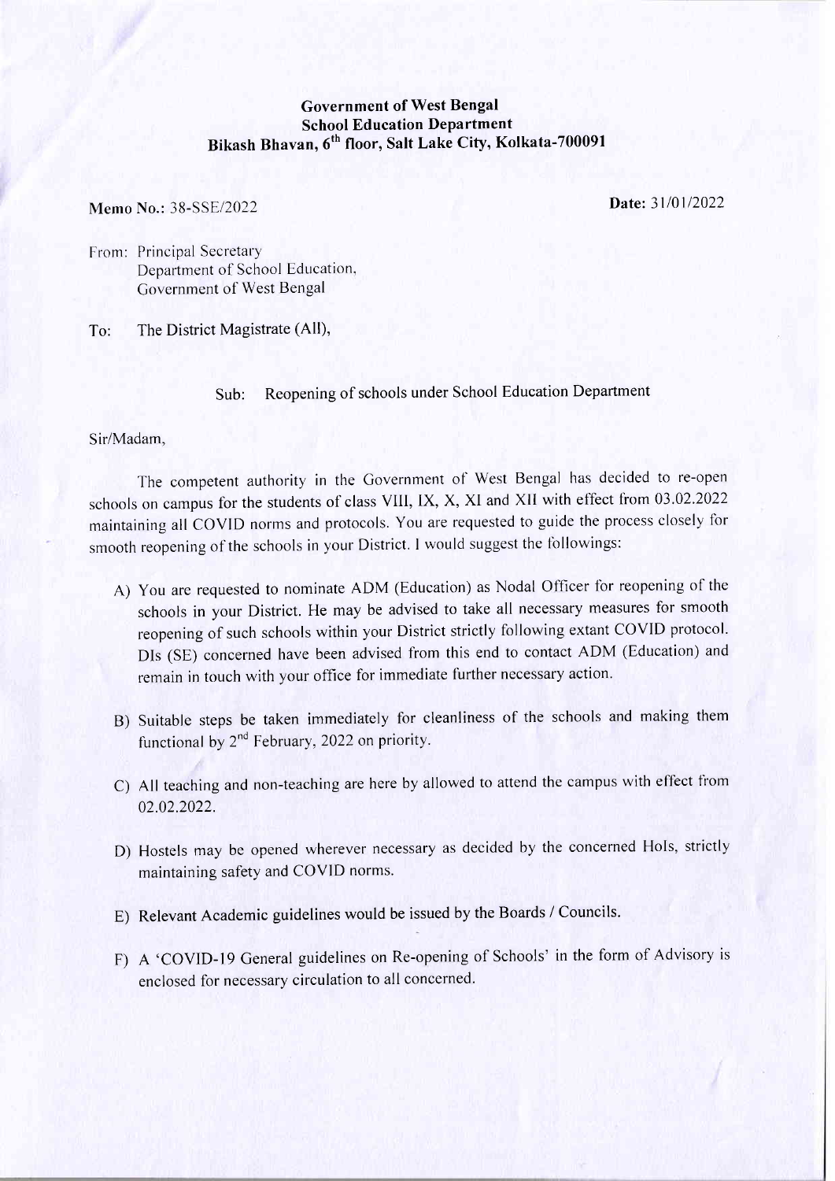**Government of West Bengal**
**School Education Department**
**Bikash Bhavan, 6th floor, Salt Lake City, Kolkata-700091**

**Memo No.:** 38-SSE/2022 **Date:** 31/01/2022

From: Principal Secretary
Department of School Education,
Government of West Bengal

To: The District Magistrate (All),

Sub: Reopening of schools under School Education Department

Sir/Madam,

The competent authority in the Government of West Bengal has decided to re-open schools on campus for the students of class VIII, IX, X, XI and XII with effect from 03.02.2022 maintaining all COVID norms and protocols. You are requested to guide the process closely for smooth reopening of the schools in your District. I would suggest the followings:

A) You are requested to nominate ADM (Education) as Nodal Officer for reopening of the schools in your District. He may be advised to take all necessary measures for smooth reopening of such schools within your District strictly following extant COVID protocol. DIs (SE) concerned have been advised from this end to contact ADM (Education) and remain in touch with your office for immediate further necessary action.

B) Suitable steps be taken immediately for cleanliness of the schools and making them functional by 2nd February, 2022 on priority.

C) All teaching and non-teaching are here by allowed to attend the campus with effect from 02.02.2022.

D) Hostels may be opened wherever necessary as decided by the concerned HoIs, strictly maintaining safety and COVID norms.

E) Relevant Academic guidelines would be issued by the Boards / Councils.

F) A 'COVID-19 General guidelines on Re-opening of Schools' in the form of Advisory is enclosed for necessary circulation to all concerned.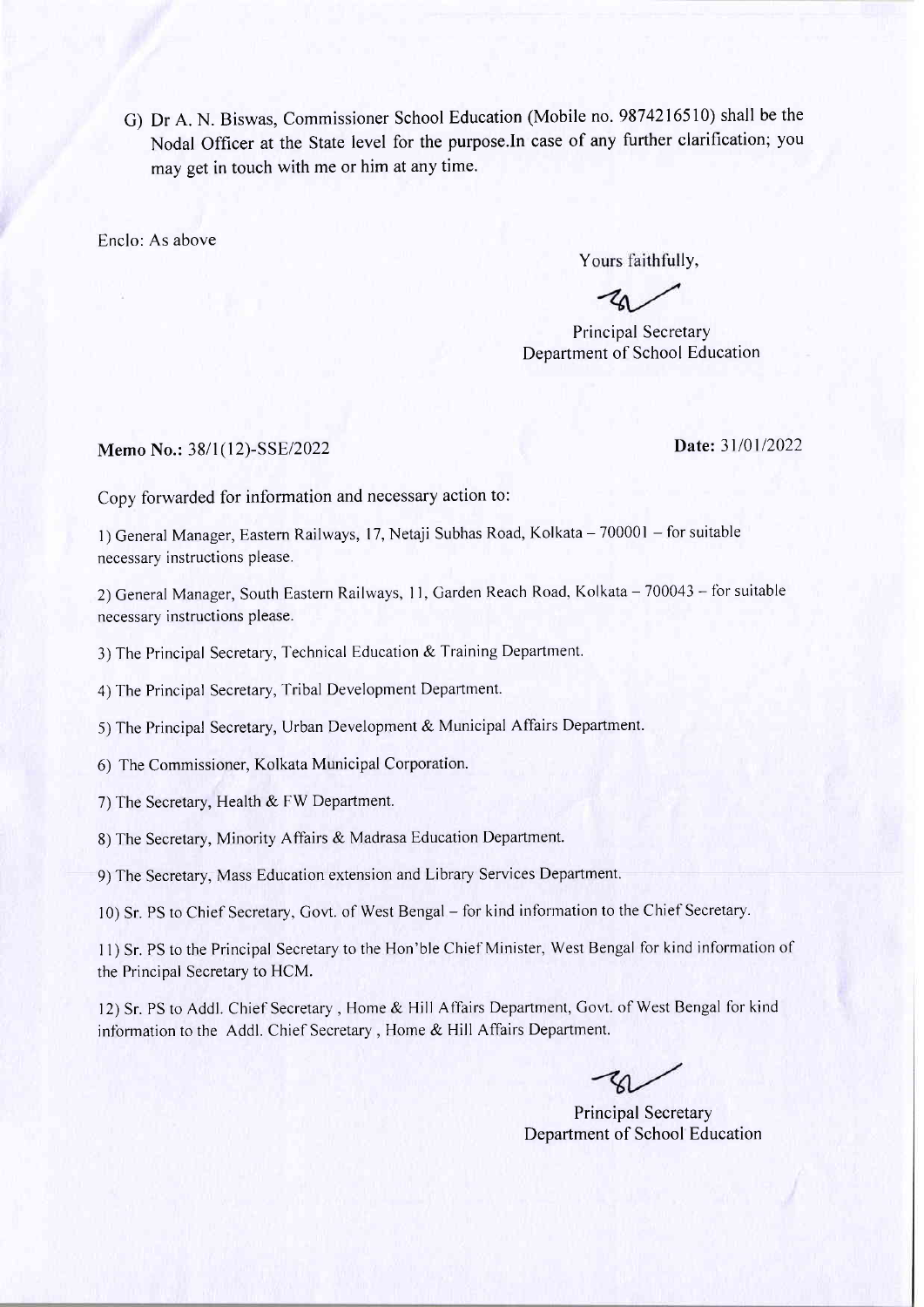G) Dr A. N. Biswas, Commissioner School Education (Mobile no. 9874216510) shall be the Nodal Officer at the State level for the purpose.In case of any further clarification; you may get in touch with me or him at any time.

Enclo: As above

Yours faithfully,

Principal Secretary
Department of School Education

**Memo No.:** 38/1(12)-SSE/2022 **Date:** 31/01/2022

Copy forwarded for information and necessary action to:

1) General Manager, Eastern Railways, 17, Netaji Subhas Road, Kolkata – 700001 – for suitable necessary instructions please.

2) General Manager, South Eastern Railways, 11, Garden Reach Road, Kolkata – 700043 – for suitable necessary instructions please.

3) The Principal Secretary, Technical Education & Training Department.

4) The Principal Secretary, Tribal Development Department.

5) The Principal Secretary, Urban Development & Municipal Affairs Department.

6) The Commissioner, Kolkata Municipal Corporation.

7) The Secretary, Health & FW Department.

8) The Secretary, Minority Affairs & Madrasa Education Department.

9) The Secretary, Mass Education extension and Library Services Department.

10) Sr. PS to Chief Secretary, Govt. of West Bengal – for kind information to the Chief Secretary.

11) Sr. PS to the Principal Secretary to the Hon'ble Chief Minister, West Bengal for kind information of the Principal Secretary to HCM.

12) Sr. PS to Addl. Chief Secretary , Home & Hill Affairs Department, Govt. of West Bengal for kind information to the Addl. Chief Secretary , Home & Hill Affairs Department.

Principal Secretary
Department of School Education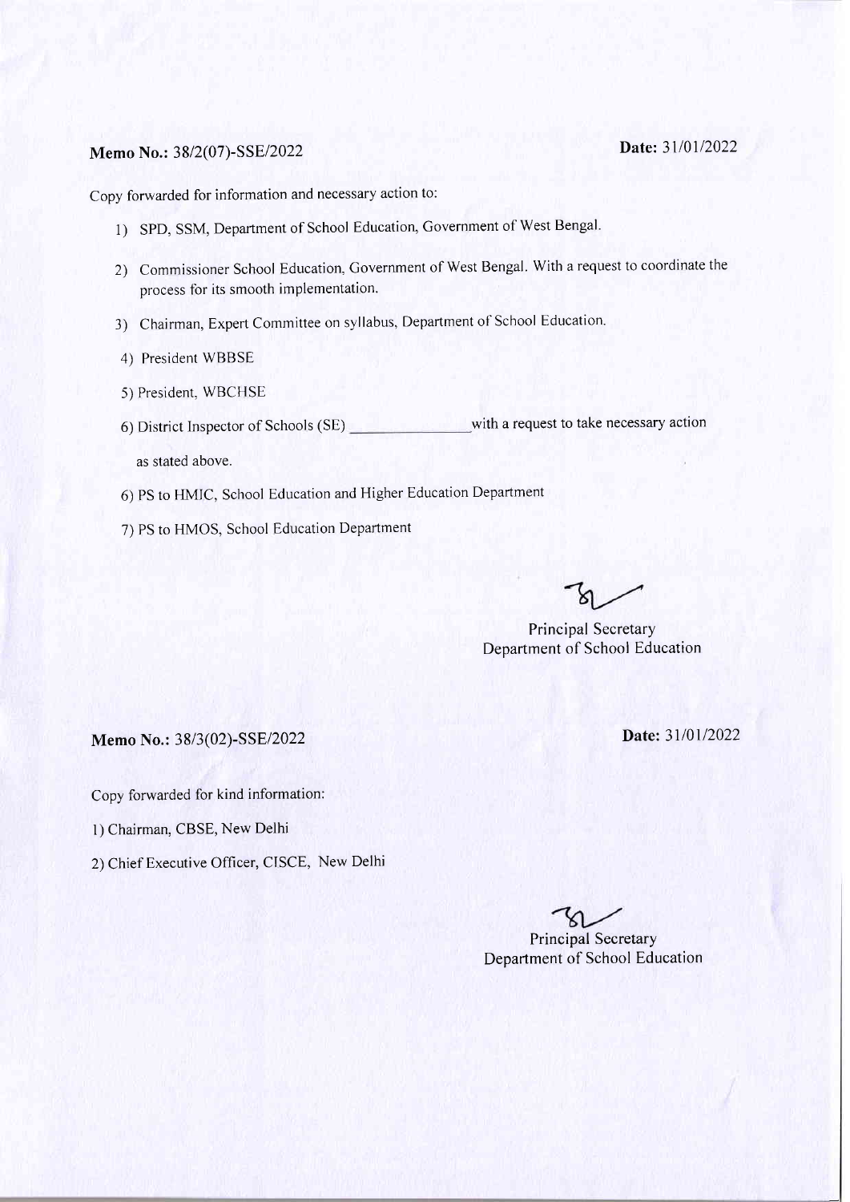**Memo No.:** 38/2(07)-SSE/2022 **Date:** 31/01/2022

Copy forwarded for information and necessary action to:

1) SPD, SSM, Department of School Education, Government of West Bengal.
2) Commissioner School Education, Government of West Bengal. With a request to coordinate the process for its smooth implementation.
3) Chairman, Expert Committee on syllabus, Department of School Education.
4) President WBBSE
5) President, WBCHSE
6) District Inspector of Schools (SE) _______________ with a request to take necessary action as stated above.
6) PS to HMIC, School Education and Higher Education Department
7) PS to HMOS, School Education Department

Principal Secretary
Department of School Education

**Memo No.:** 38/3(02)-SSE/2022 **Date:** 31/01/2022

Copy forwarded for kind information:

1) Chairman, CBSE, New Delhi
2) Chief Executive Officer, CISCE, New Delhi

Principal Secretary
Department of School Education